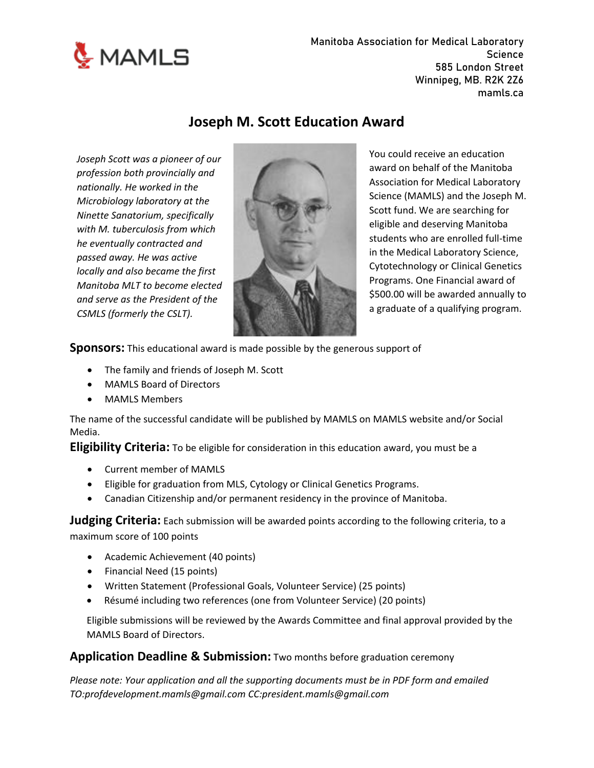MAMLS

Manitoba Association for Medical Laboratory Science
585 London Street
Winnipeg, MB. R2K 2Z6
mamls.ca

# Joseph M. Scott Education Award

*Joseph Scott was a pioneer of our profession both provincially and nationally. He worked in the Microbiology laboratory at the Ninette Sanatorium, specifically with M. tuberculosis from which he eventually contracted and passed away. He was active locally and also became the first Manitoba MLT to become elected and serve as the President of the CSMLS (formerly the CSLT).*

You could receive an education award on behalf of the Manitoba Association for Medical Laboratory Science (MAMLS) and the Joseph M. Scott fund. We are searching for eligible and deserving Manitoba students who are enrolled full-time in the Medical Laboratory Science, Cytotechnology or Clinical Genetics Programs. One Financial award of $500.00 will be awarded annually to a graduate of a qualifying program.

**Sponsors:** This educational award is made possible by the generous support of

- The family and friends of Joseph M. Scott
- MAMLS Board of Directors
- MAMLS Members

The name of the successful candidate will be published by MAMLS on MAMLS website and/or Social Media.

**Eligibility Criteria:** To be eligible for consideration in this education award, you must be a

- Current member of MAMLS
- Eligible for graduation from MLS, Cytology or Clinical Genetics Programs.
- Canadian Citizenship and/or permanent residency in the province of Manitoba.

**Judging Criteria:** Each submission will be awarded points according to the following criteria, to a maximum score of 100 points

- Academic Achievement (40 points)
- Financial Need (15 points)
- Written Statement (Professional Goals, Volunteer Service) (25 points)
- Résumé including two references (one from Volunteer Service) (20 points)

Eligible submissions will be reviewed by the Awards Committee and final approval provided by the MAMLS Board of Directors.

**Application Deadline & Submission:** Two months before graduation ceremony

*Please note: Your application and all the supporting documents must be in PDF form and emailed TO:profdevelopment.mamls@gmail.com CC:president.mamls@gmail.com*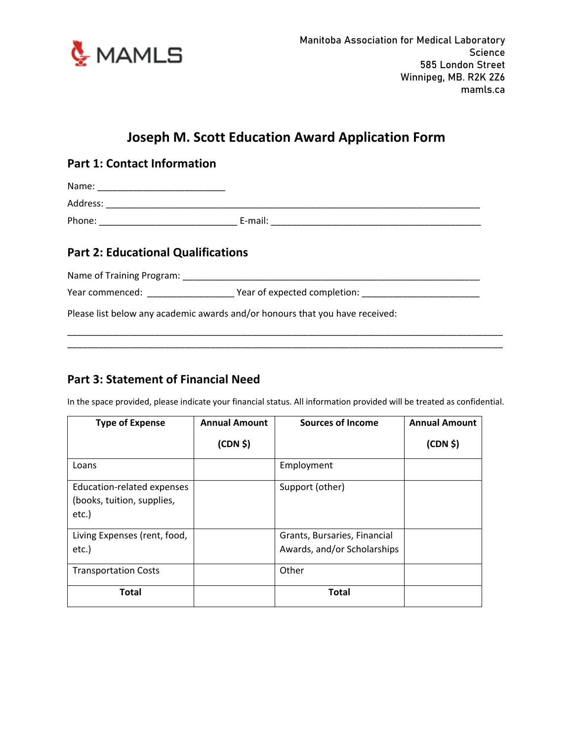MAMLS

Manitoba Association for Medical Laboratory Science
585 London Street
Winnipeg, MB. R2K 2Z6
mamls.ca

# Joseph M. Scott Education Award Application Form

## Part 1: Contact Information

Name: ________________________

Address: ______________________________________________________________________

Phone: __________________________ E-mail: _______________________________________

## Part 2: Educational Qualifications

Name of Training Program: _______________________________________________________

Year commenced: ________________ Year of expected completion: ______________________

Please list below any academic awards and/or honours that you have received:

_________________________________________________________________________________

_________________________________________________________________________________

## Part 3: Statement of Financial Need

In the space provided, please indicate your financial status. All information provided will be treated as confidential.

| Type of Expense | Annual Amount (CDN $) | Sources of Income | Annual Amount (CDN $) |
|---|---|---|---|
| Loans | | Employment | |
| Education-related expenses (books, tuition, supplies, etc.) | | Support (other) | |
| Living Expenses (rent, food, etc.) | | Grants, Bursaries, Financial Awards, and/or Scholarships | |
| Transportation Costs | | Other | |
| **Total** | | **Total** | |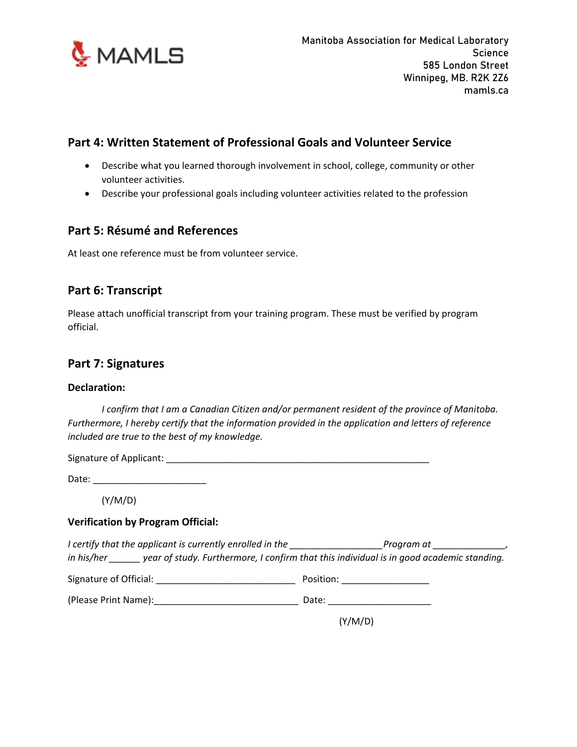## Part 4: Written Statement of Professional Goals and Volunteer Service

- Describe what you learned thorough involvement in school, college, community or other volunteer activities.
- Describe your professional goals including volunteer activities related to the profession

## Part 5: Résumé and References

At least one reference must be from volunteer service.

## Part 6: Transcript

Please attach unofficial transcript from your training program. These must be verified by program official.

## Part 7: Signatures

**Declaration:**

*I confirm that I am a Canadian Citizen and/or permanent resident of the province of Manitoba. Furthermore, I hereby certify that the information provided in the application and letters of reference included are true to the best of my knowledge.*

Signature of Applicant: ____________________________________________________

Date: ______________________

(Y/M/D)

**Verification by Program Official:**

*I certify that the applicant is currently enrolled in the* __________________ *Program at* ______________, *in his/her* ______ *year of study. Furthermore, I confirm that this individual is in good academic standing.*

Signature of Official: ___________________________ Position: _________________

(Please Print Name):____________________________ Date: ____________________

(Y/M/D)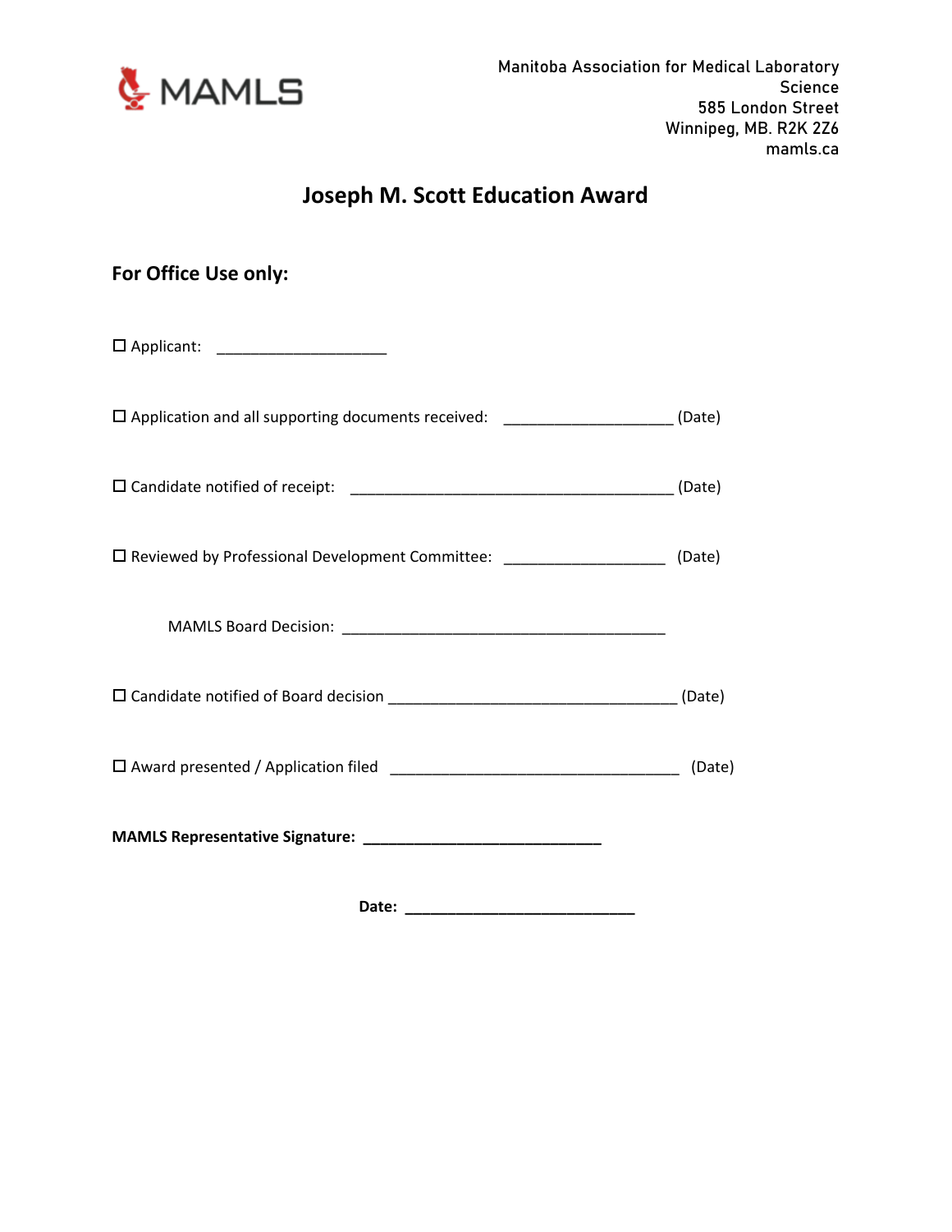MAMLS

Manitoba Association for Medical Laboratory Science
585 London Street
Winnipeg, MB. R2K 2Z6
mamls.ca

## Joseph M. Scott Education Award

### For Office Use only:

☐ Applicant: ____________________

☐ Application and all supporting documents received: ____________________ (Date)

☐ Candidate notified of receipt: ______________________________________ (Date)

☐ Reviewed by Professional Development Committee: ___________________ (Date)

MAMLS Board Decision: ______________________________________

☐ Candidate notified of Board decision __________________________________ (Date)

☐ Award presented / Application filed __________________________________ (Date)

**MAMLS Representative Signature: ____________________________**

**Date: ___________________________**